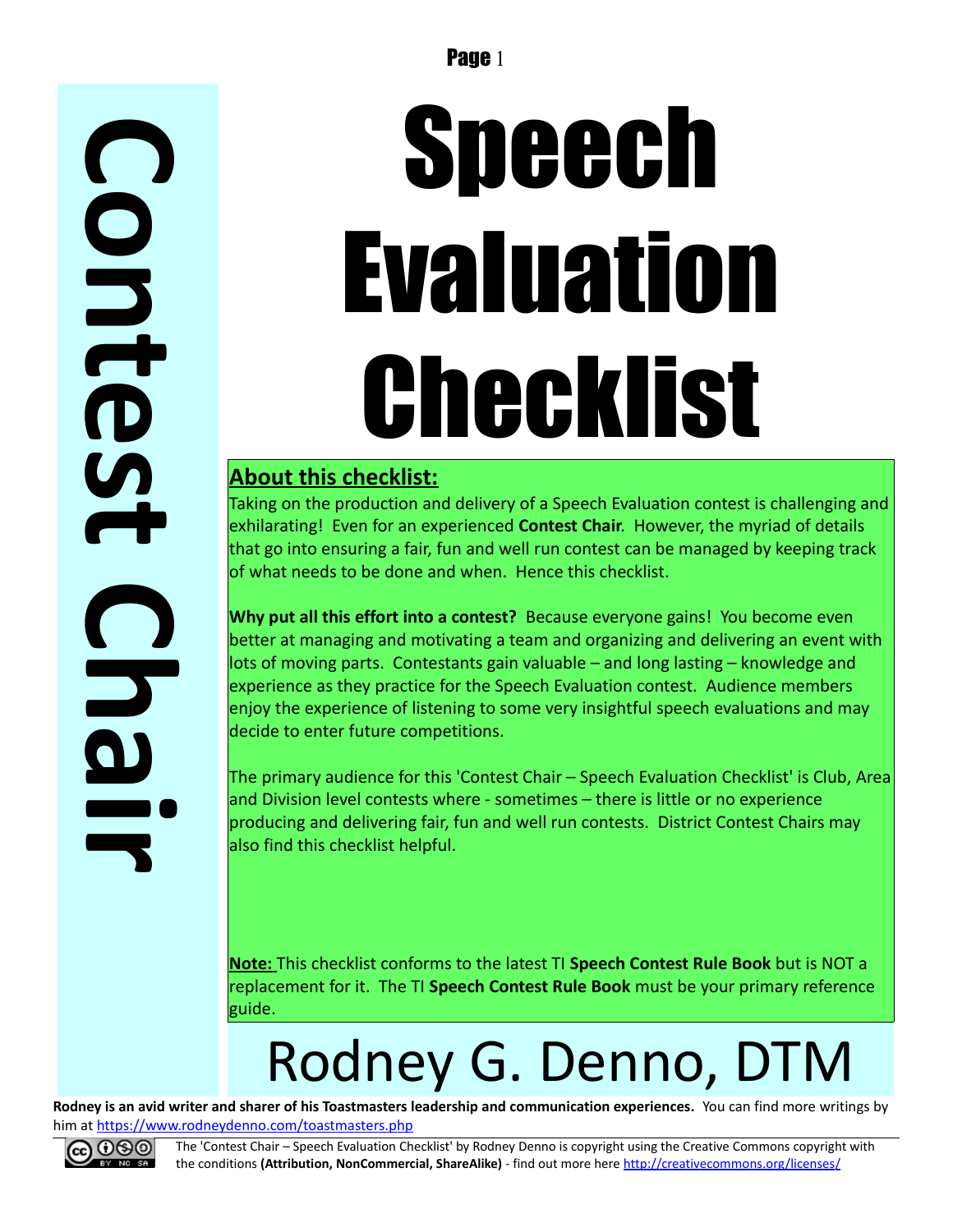# Contest Chair

# Speech Evaluation Checklist

## About this checklist:

Taking on the production and delivery of a Speech Evaluation contest is challenging and exhilarating! Even for an experienced **Contest Chair**. However, the myriad of details that go into ensuring a fair, fun and well run contest can be managed by keeping track of what needs to be done and when. Hence this checklist.

**Why put all this effort into a contest?** Because everyone gains! You become even better at managing and motivating a team and organizing and delivering an event with lots of moving parts. Contestants gain valuable – and long lasting – knowledge and experience as they practice for the Speech Evaluation contest. Audience members enjoy the experience of listening to some very insightful speech evaluations and may decide to enter future competitions.

The primary audience for this 'Contest Chair – Speech Evaluation Checklist' is Club, Area and Division level contests where - sometimes – there is little or no experience producing and delivering fair, fun and well run contests. District Contest Chairs may also find this checklist helpful.

**Note:** This checklist conforms to the latest TI **Speech Contest Rule Book** but is NOT a replacement for it. The TI **Speech Contest Rule Book** must be your primary reference guide.

Rodney G. Denno, DTM

**Rodney is an avid writer and sharer of his Toastmasters leadership and communication experiences.** You can find more writings by him at https://www.rodneydenno.com/toastmasters.php

The 'Contest Chair – Speech Evaluation Checklist' by Rodney Denno is copyright using the Creative Commons copyright with the conditions **(Attribution, NonCommercial, ShareAlike)** - find out more here http://creativecommons.org/licenses/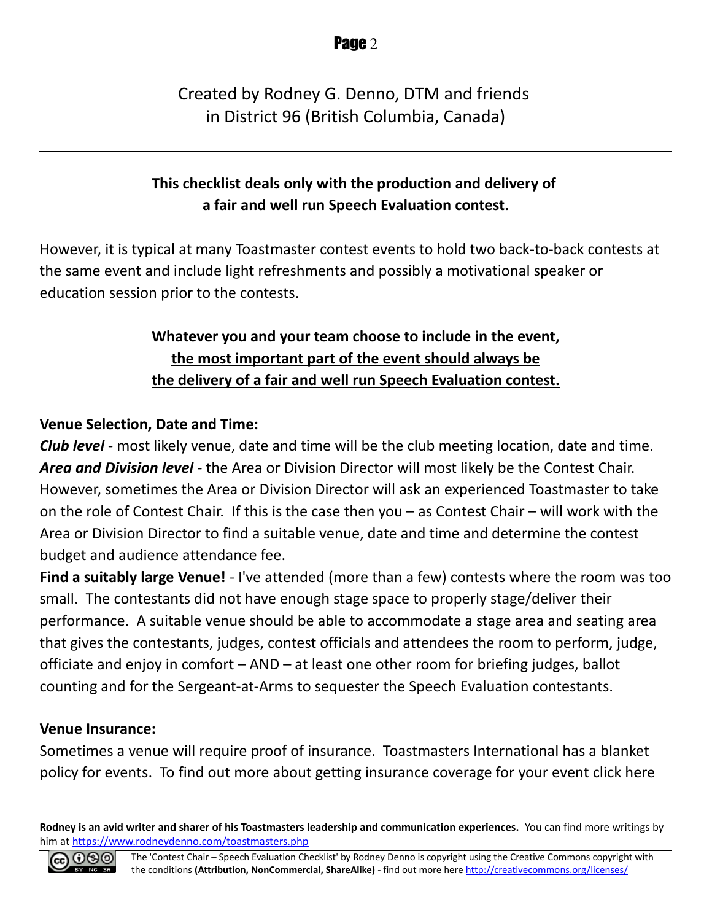Created by Rodney G. Denno, DTM and friends
in District 96 (British Columbia, Canada)

---

**This checklist deals only with the production and delivery of a fair and well run Speech Evaluation contest.**

However, it is typical at many Toastmaster contest events to hold two back-to-back contests at the same event and include light refreshments and possibly a motivational speaker or education session prior to the contests.

**Whatever you and your team choose to include in the event, <u>the most important part of the event should always be the delivery of a fair and well run Speech Evaluation contest.</u>**

**Venue Selection, Date and Time:**
***Club level*** - most likely venue, date and time will be the club meeting location, date and time.
***Area and Division level*** - the Area or Division Director will most likely be the Contest Chair. However, sometimes the Area or Division Director will ask an experienced Toastmaster to take on the role of Contest Chair. If this is the case then you – as Contest Chair – will work with the Area or Division Director to find a suitable venue, date and time and determine the contest budget and audience attendance fee.
**Find a suitably large Venue!** - I've attended (more than a few) contests where the room was too small. The contestants did not have enough stage space to properly stage/deliver their performance. A suitable venue should be able to accommodate a stage area and seating area that gives the contestants, judges, contest officials and attendees the room to perform, judge, officiate and enjoy in comfort – AND – at least one other room for briefing judges, ballot counting and for the Sergeant-at-Arms to sequester the Speech Evaluation contestants.

**Venue Insurance:**
Sometimes a venue will require proof of insurance. Toastmasters International has a blanket policy for events. To find out more about getting insurance coverage for your event click here

**Rodney is an avid writer and sharer of his Toastmasters leadership and communication experiences.** You can find more writings by him at https://www.rodneydenno.com/toastmasters.php

The 'Contest Chair – Speech Evaluation Checklist' by Rodney Denno is copyright using the Creative Commons copyright with the conditions **(Attribution, NonCommercial, ShareAlike)** - find out more here http://creativecommons.org/licenses/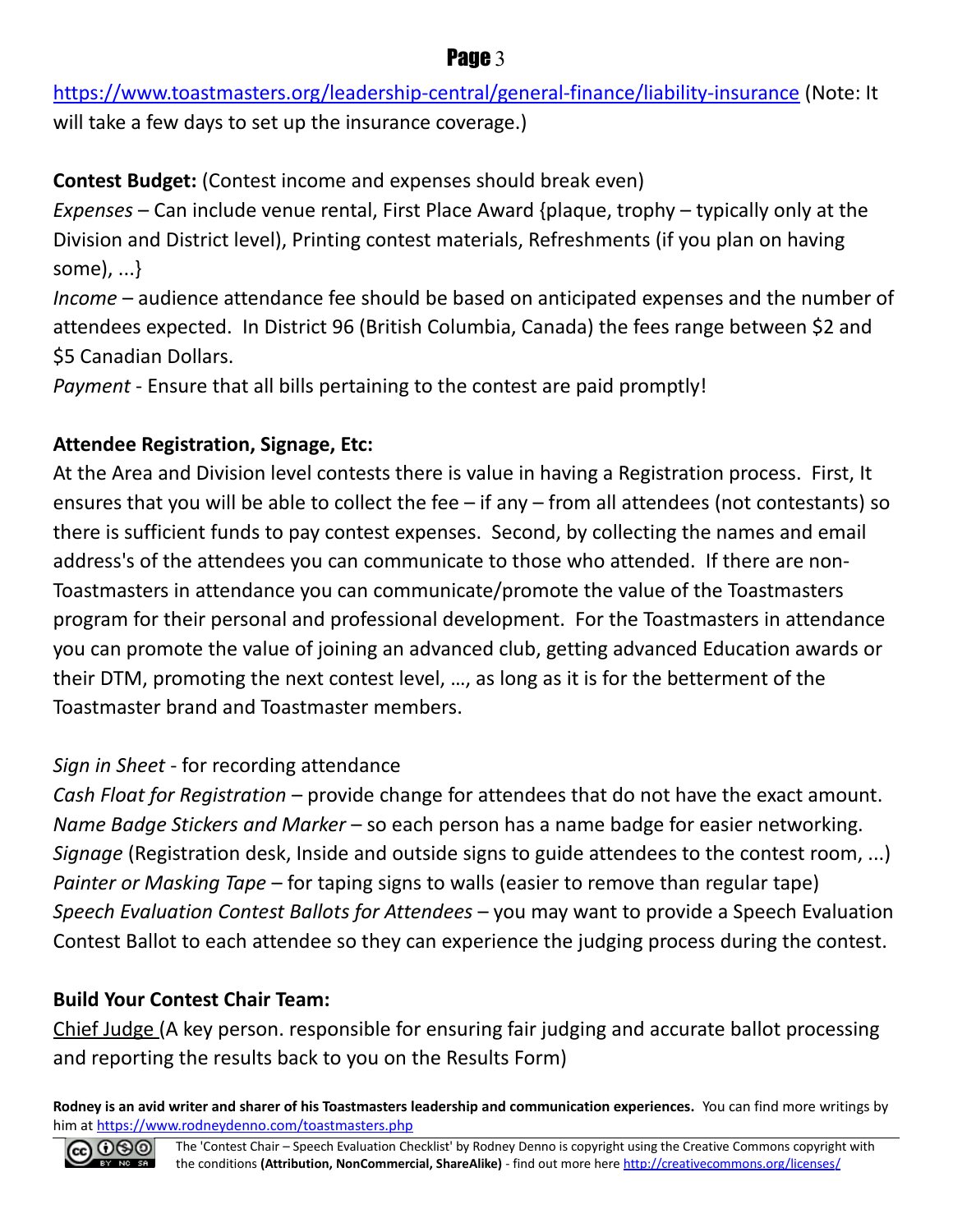https://www.toastmasters.org/leadership-central/general-finance/liability-insurance (Note: It will take a few days to set up the insurance coverage.)

**Contest Budget:** (Contest income and expenses should break even)

*Expenses* – Can include venue rental, First Place Award {plaque, trophy – typically only at the Division and District level), Printing contest materials, Refreshments (if you plan on having some), ...}

*Income* – audience attendance fee should be based on anticipated expenses and the number of attendees expected. In District 96 (British Columbia, Canada) the fees range between $2 and $5 Canadian Dollars.

*Payment* - Ensure that all bills pertaining to the contest are paid promptly!

**Attendee Registration, Signage, Etc:**

At the Area and Division level contests there is value in having a Registration process. First, It ensures that you will be able to collect the fee – if any – from all attendees (not contestants) so there is sufficient funds to pay contest expenses. Second, by collecting the names and email address's of the attendees you can communicate to those who attended. If there are non-Toastmasters in attendance you can communicate/promote the value of the Toastmasters program for their personal and professional development. For the Toastmasters in attendance you can promote the value of joining an advanced club, getting advanced Education awards or their DTM, promoting the next contest level, …, as long as it is for the betterment of the Toastmaster brand and Toastmaster members.

*Sign in Sheet* - for recording attendance
*Cash Float for Registration* – provide change for attendees that do not have the exact amount.
*Name Badge Stickers and Marker* – so each person has a name badge for easier networking.
*Signage* (Registration desk, Inside and outside signs to guide attendees to the contest room, ...)
*Painter or Masking Tape* – for taping signs to walls (easier to remove than regular tape)
*Speech Evaluation Contest Ballots for Attendees* – you may want to provide a Speech Evaluation Contest Ballot to each attendee so they can experience the judging process during the contest.

**Build Your Contest Chair Team:**

<u>Chief Judge</u> (A key person. responsible for ensuring fair judging and accurate ballot processing and reporting the results back to you on the Results Form)

**Rodney is an avid writer and sharer of his Toastmasters leadership and communication experiences.** You can find more writings by him at https://www.rodneydenno.com/toastmasters.php

The 'Contest Chair – Speech Evaluation Checklist' by Rodney Denno is copyright using the Creative Commons copyright with the conditions **(Attribution, NonCommercial, ShareAlike)** - find out more here http://creativecommons.org/licenses/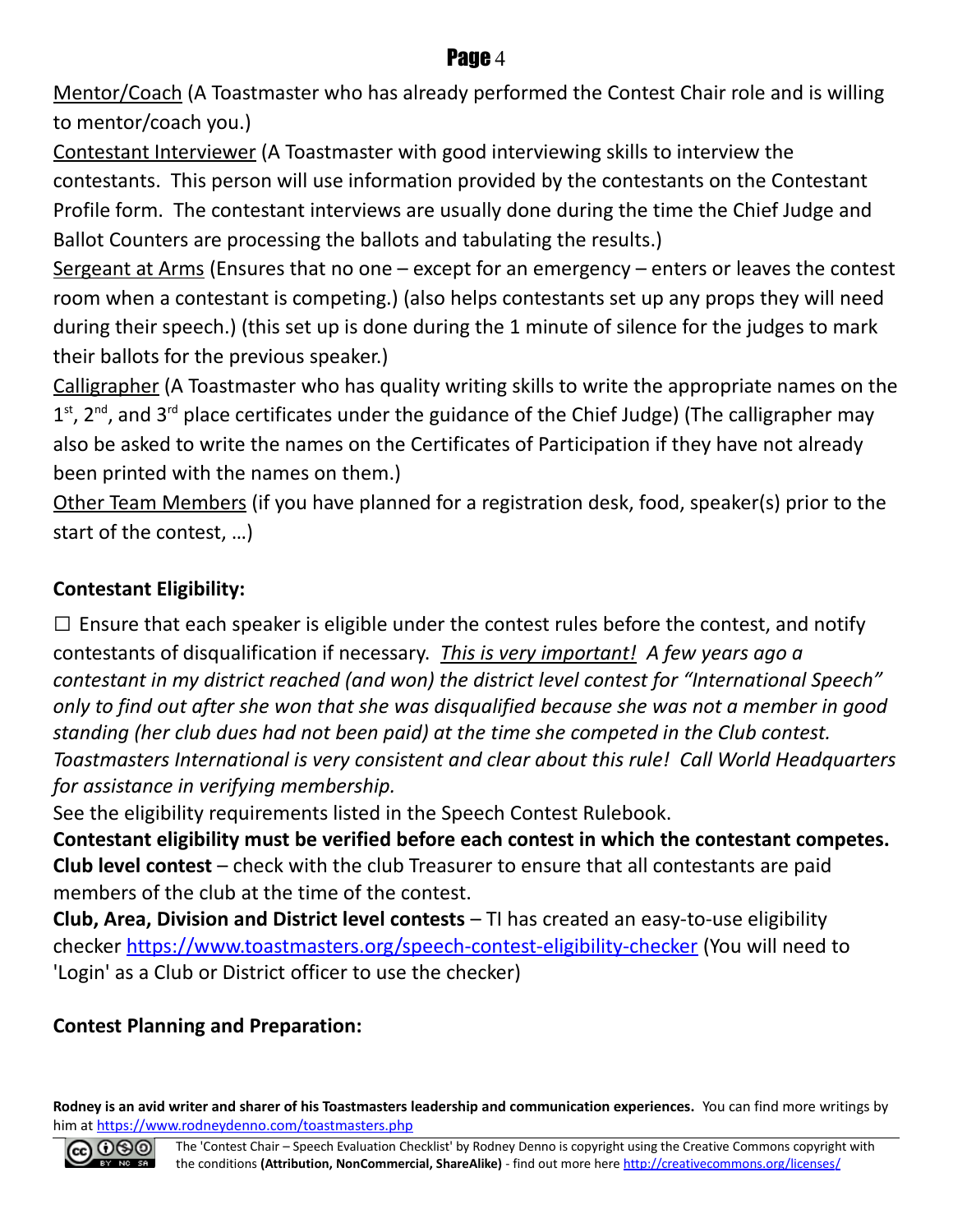Mentor/Coach (A Toastmaster who has already performed the Contest Chair role and is willing to mentor/coach you.)

Contestant Interviewer (A Toastmaster with good interviewing skills to interview the contestants. This person will use information provided by the contestants on the Contestant Profile form. The contestant interviews are usually done during the time the Chief Judge and Ballot Counters are processing the ballots and tabulating the results.)

Sergeant at Arms (Ensures that no one – except for an emergency – enters or leaves the contest room when a contestant is competing.) (also helps contestants set up any props they will need during their speech.) (this set up is done during the 1 minute of silence for the judges to mark their ballots for the previous speaker.)

Calligrapher (A Toastmaster who has quality writing skills to write the appropriate names on the 1st, 2nd, and 3rd place certificates under the guidance of the Chief Judge) (The calligrapher may also be asked to write the names on the Certificates of Participation if they have not already been printed with the names on them.)

Other Team Members (if you have planned for a registration desk, food, speaker(s) prior to the start of the contest, …)

## Contestant Eligibility:

☐ Ensure that each speaker is eligible under the contest rules before the contest, and notify contestants of disqualification if necessary. *This is very important! A few years ago a contestant in my district reached (and won) the district level contest for "International Speech" only to find out after she won that she was disqualified because she was not a member in good standing (her club dues had not been paid) at the time she competed in the Club contest. Toastmasters International is very consistent and clear about this rule! Call World Headquarters for assistance in verifying membership.*

See the eligibility requirements listed in the Speech Contest Rulebook.

**Contestant eligibility must be verified before each contest in which the contestant competes.**

**Club level contest** – check with the club Treasurer to ensure that all contestants are paid members of the club at the time of the contest.

**Club, Area, Division and District level contests** – TI has created an easy-to-use eligibility checker https://www.toastmasters.org/speech-contest-eligibility-checker (You will need to 'Login' as a Club or District officer to use the checker)

## Contest Planning and Preparation:

**Rodney is an avid writer and sharer of his Toastmasters leadership and communication experiences.** You can find more writings by him at https://www.rodneydenno.com/toastmasters.php

The 'Contest Chair – Speech Evaluation Checklist' by Rodney Denno is copyright using the Creative Commons copyright with the conditions **(Attribution, NonCommercial, ShareAlike)** - find out more here http://creativecommons.org/licenses/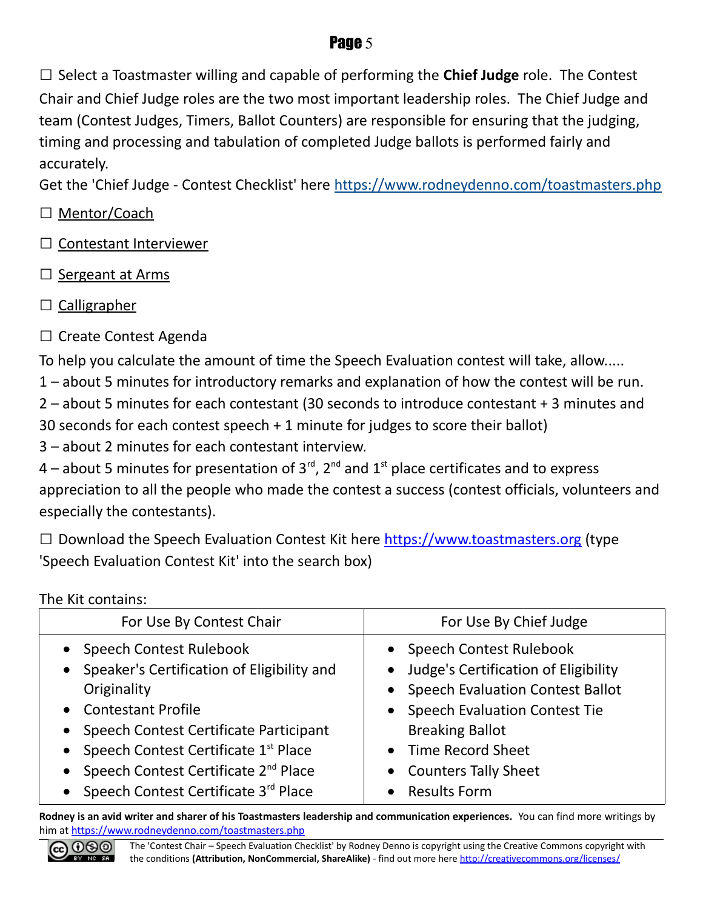☐ Select a Toastmaster willing and capable of performing the **Chief Judge** role. The Contest Chair and Chief Judge roles are the two most important leadership roles. The Chief Judge and team (Contest Judges, Timers, Ballot Counters) are responsible for ensuring that the judging, timing and processing and tabulation of completed Judge ballots is performed fairly and accurately.

Get the 'Chief Judge - Contest Checklist' here https://www.rodneydenno.com/toastmasters.php

☐ Mentor/Coach

☐ Contestant Interviewer

☐ Sergeant at Arms

☐ Calligrapher

☐ Create Contest Agenda

To help you calculate the amount of time the Speech Evaluation contest will take, allow.....

1 – about 5 minutes for introductory remarks and explanation of how the contest will be run.

2 – about 5 minutes for each contestant (30 seconds to introduce contestant + 3 minutes and 30 seconds for each contest speech + 1 minute for judges to score their ballot)

3 – about 2 minutes for each contestant interview.

4 – about 5 minutes for presentation of 3rd, 2nd and 1st place certificates and to express appreciation to all the people who made the contest a success (contest officials, volunteers and especially the contestants).

☐ Download the Speech Evaluation Contest Kit here https://www.toastmasters.org (type 'Speech Evaluation Contest Kit' into the search box)

The Kit contains:

| For Use By Contest Chair | For Use By Chief Judge |
|---|---|
| • Speech Contest Rulebook<br>• Speaker's Certification of Eligibility and Originality<br>• Contestant Profile<br>• Speech Contest Certificate Participant<br>• Speech Contest Certificate 1st Place<br>• Speech Contest Certificate 2nd Place<br>• Speech Contest Certificate 3rd Place | • Speech Contest Rulebook<br>• Judge's Certification of Eligibility<br>• Speech Evaluation Contest Ballot<br>• Speech Evaluation Contest Tie Breaking Ballot<br>• Time Record Sheet<br>• Counters Tally Sheet<br>• Results Form |

**Rodney is an avid writer and sharer of his Toastmasters leadership and communication experiences.** You can find more writings by him at https://www.rodneydenno.com/toastmasters.php

The 'Contest Chair – Speech Evaluation Checklist' by Rodney Denno is copyright using the Creative Commons copyright with the conditions **(Attribution, NonCommercial, ShareAlike)** - find out more here http://creativecommons.org/licenses/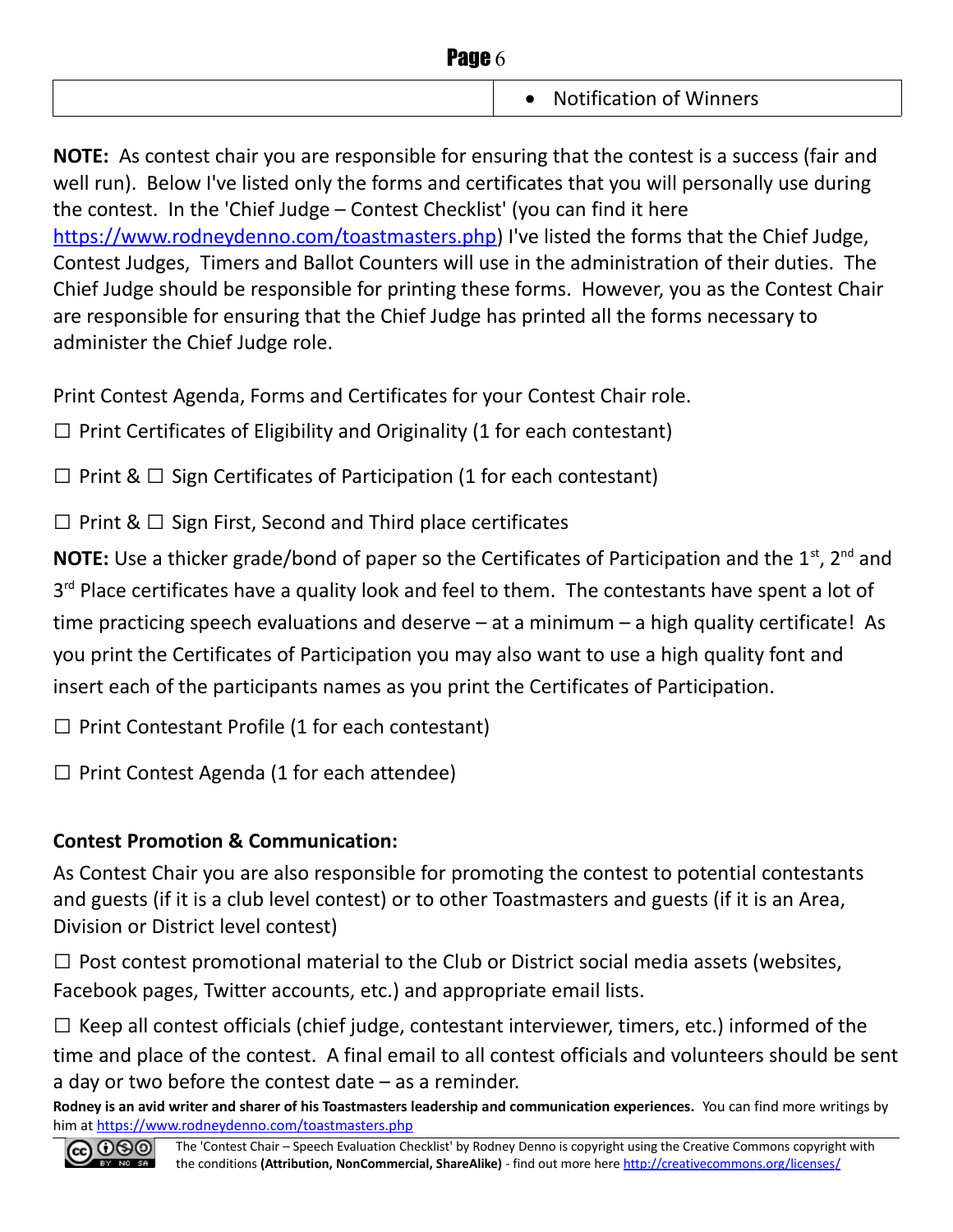| | • Notification of Winners |
|---|---|

**NOTE:** As contest chair you are responsible for ensuring that the contest is a success (fair and well run). Below I've listed only the forms and certificates that you will personally use during the contest. In the 'Chief Judge – Contest Checklist' (you can find it here https://www.rodneydenno.com/toastmasters.php) I've listed the forms that the Chief Judge, Contest Judges, Timers and Ballot Counters will use in the administration of their duties. The Chief Judge should be responsible for printing these forms. However, you as the Contest Chair are responsible for ensuring that the Chief Judge has printed all the forms necessary to administer the Chief Judge role.

Print Contest Agenda, Forms and Certificates for your Contest Chair role.

☐ Print Certificates of Eligibility and Originality (1 for each contestant)

☐ Print & ☐ Sign Certificates of Participation (1 for each contestant)

☐ Print & ☐ Sign First, Second and Third place certificates

**NOTE:** Use a thicker grade/bond of paper so the Certificates of Participation and the 1st, 2nd and 3rd Place certificates have a quality look and feel to them. The contestants have spent a lot of time practicing speech evaluations and deserve – at a minimum – a high quality certificate! As you print the Certificates of Participation you may also want to use a high quality font and insert each of the participants names as you print the Certificates of Participation.

☐ Print Contestant Profile (1 for each contestant)

☐ Print Contest Agenda (1 for each attendee)

**Contest Promotion & Communication:**

As Contest Chair you are also responsible for promoting the contest to potential contestants and guests (if it is a club level contest) or to other Toastmasters and guests (if it is an Area, Division or District level contest)

☐ Post contest promotional material to the Club or District social media assets (websites, Facebook pages, Twitter accounts, etc.) and appropriate email lists.

☐ Keep all contest officials (chief judge, contestant interviewer, timers, etc.) informed of the time and place of the contest. A final email to all contest officials and volunteers should be sent a day or two before the contest date – as a reminder.

**Rodney is an avid writer and sharer of his Toastmasters leadership and communication experiences.** You can find more writings by him at https://www.rodneydenno.com/toastmasters.php

The 'Contest Chair – Speech Evaluation Checklist' by Rodney Denno is copyright using the Creative Commons copyright with the conditions **(Attribution, NonCommercial, ShareAlike)** - find out more here http://creativecommons.org/licenses/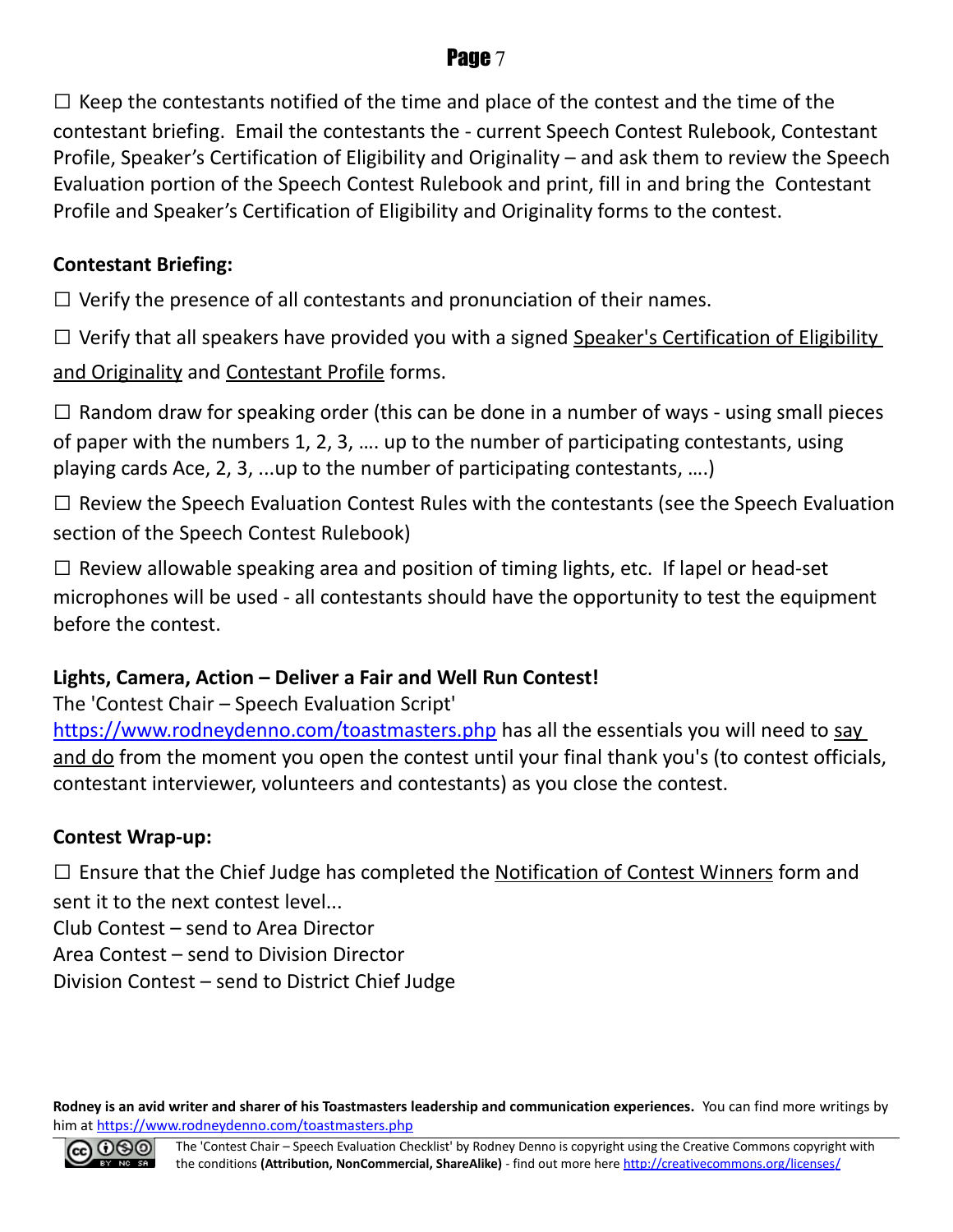☐ Keep the contestants notified of the time and place of the contest and the time of the contestant briefing. Email the contestants the - current Speech Contest Rulebook, Contestant Profile, Speaker's Certification of Eligibility and Originality – and ask them to review the Speech Evaluation portion of the Speech Contest Rulebook and print, fill in and bring the Contestant Profile and Speaker's Certification of Eligibility and Originality forms to the contest.

**Contestant Briefing:**

☐ Verify the presence of all contestants and pronunciation of their names.

☐ Verify that all speakers have provided you with a signed Speaker's Certification of Eligibility and Originality and Contestant Profile forms.

☐ Random draw for speaking order (this can be done in a number of ways - using small pieces of paper with the numbers 1, 2, 3, …. up to the number of participating contestants, using playing cards Ace, 2, 3, ...up to the number of participating contestants, ….)

☐ Review the Speech Evaluation Contest Rules with the contestants (see the Speech Evaluation section of the Speech Contest Rulebook)

☐ Review allowable speaking area and position of timing lights, etc. If lapel or head-set microphones will be used - all contestants should have the opportunity to test the equipment before the contest.

**Lights, Camera, Action – Deliver a Fair and Well Run Contest!**

The 'Contest Chair – Speech Evaluation Script' https://www.rodneydenno.com/toastmasters.php has all the essentials you will need to say and do from the moment you open the contest until your final thank you's (to contest officials, contestant interviewer, volunteers and contestants) as you close the contest.

**Contest Wrap-up:**

☐ Ensure that the Chief Judge has completed the Notification of Contest Winners form and sent it to the next contest level...
Club Contest – send to Area Director
Area Contest – send to Division Director
Division Contest – send to District Chief Judge

**Rodney is an avid writer and sharer of his Toastmasters leadership and communication experiences.** You can find more writings by him at https://www.rodneydenno.com/toastmasters.php

The 'Contest Chair – Speech Evaluation Checklist' by Rodney Denno is copyright using the Creative Commons copyright with the conditions **(Attribution, NonCommercial, ShareAlike)** - find out more here http://creativecommons.org/licenses/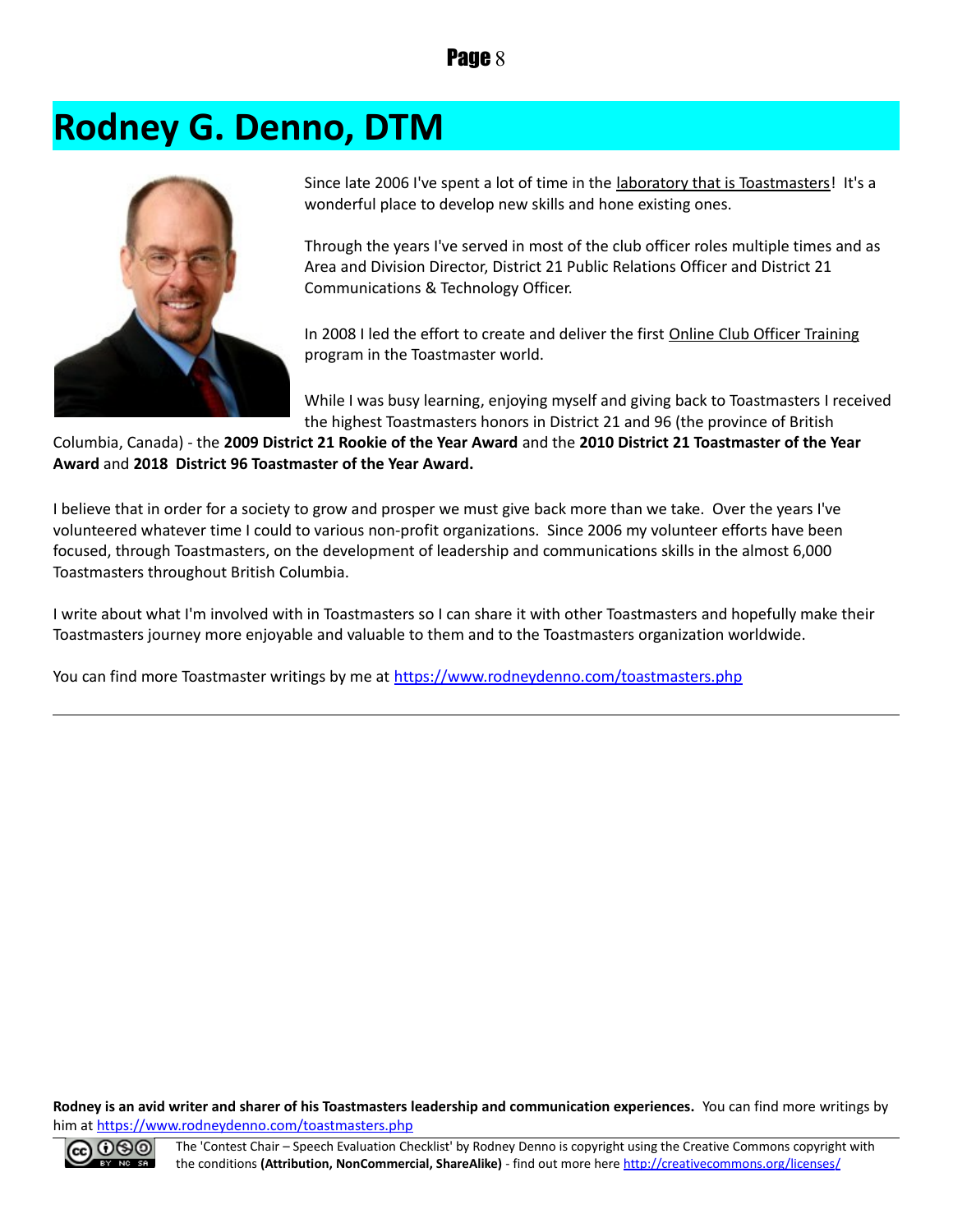# Rodney G. Denno, DTM

Since late 2006 I've spent a lot of time in the laboratory that is Toastmasters! It's a wonderful place to develop new skills and hone existing ones.

Through the years I've served in most of the club officer roles multiple times and as Area and Division Director, District 21 Public Relations Officer and District 21 Communications & Technology Officer.

In 2008 I led the effort to create and deliver the first Online Club Officer Training program in the Toastmaster world.

While I was busy learning, enjoying myself and giving back to Toastmasters I received the highest Toastmasters honors in District 21 and 96 (the province of British Columbia, Canada) - the **2009 District 21 Rookie of the Year Award** and the **2010 District 21 Toastmaster of the Year Award** and **2018 District 96 Toastmaster of the Year Award.**

I believe that in order for a society to grow and prosper we must give back more than we take. Over the years I've volunteered whatever time I could to various non-profit organizations. Since 2006 my volunteer efforts have been focused, through Toastmasters, on the development of leadership and communications skills in the almost 6,000 Toastmasters throughout British Columbia.

I write about what I'm involved with in Toastmasters so I can share it with other Toastmasters and hopefully make their Toastmasters journey more enjoyable and valuable to them and to the Toastmasters organization worldwide.

You can find more Toastmaster writings by me at https://www.rodneydenno.com/toastmasters.php

---

**Rodney is an avid writer and sharer of his Toastmasters leadership and communication experiences.** You can find more writings by him at https://www.rodneydenno.com/toastmasters.php

The 'Contest Chair – Speech Evaluation Checklist' by Rodney Denno is copyright using the Creative Commons copyright with the conditions **(Attribution, NonCommercial, ShareAlike)** - find out more here http://creativecommons.org/licenses/